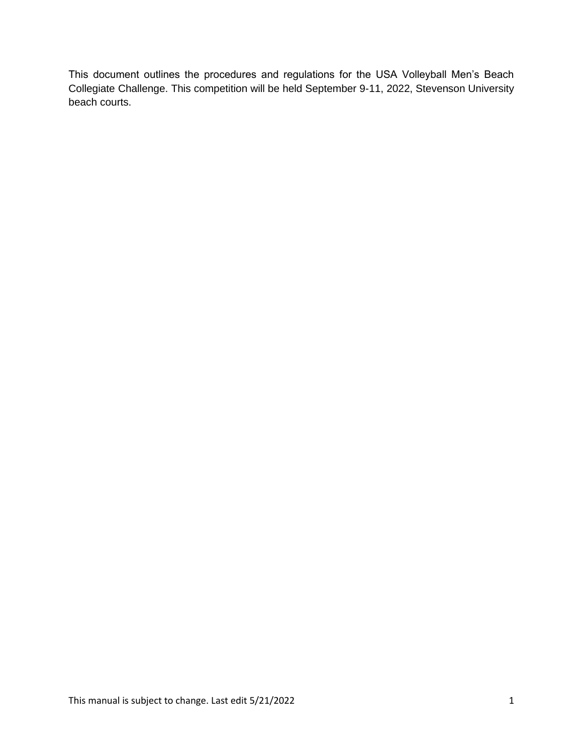This document outlines the procedures and regulations for the USA Volleyball Men's Beach Collegiate Challenge. This competition will be held September 9-11, 2022, Stevenson University beach courts.

This manual is subject to change. Last edit 5/21/2022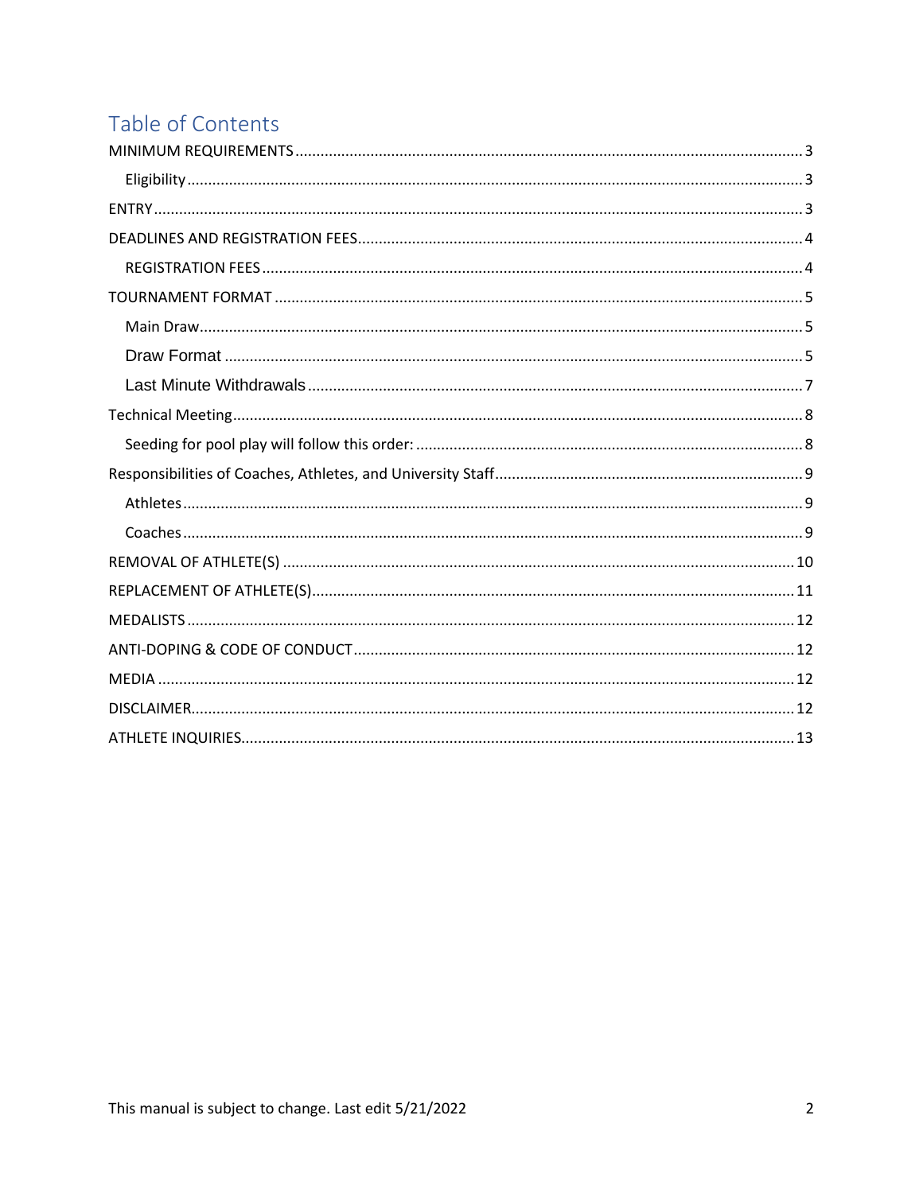# Table of Contents

- MINIMUM REQUIREMENTS ........ 3
  - Eligibility ........ 3
- ENTRY ........ 3
- DEADLINES AND REGISTRATION FEES ........ 4
  - REGISTRATION FEES ........ 4
- TOURNAMENT FORMAT ........ 5
  - Main Draw ........ 5
  - Draw Format ........ 5
  - Last Minute Withdrawals ........ 7
- Technical Meeting ........ 8
  - Seeding for pool play will follow this order: ........ 8
- Responsibilities of Coaches, Athletes, and University Staff ........ 9
  - Athletes ........ 9
  - Coaches ........ 9
- REMOVAL OF ATHLETE(S) ........ 10
- REPLACEMENT OF ATHLETE(S) ........ 11
- MEDALISTS ........ 12
- ANTI-DOPING & CODE OF CONDUCT ........ 12
- MEDIA ........ 12
- DISCLAIMER ........ 12
- ATHLETE INQUIRIES ........ 13

This manual is subject to change. Last edit 5/21/2022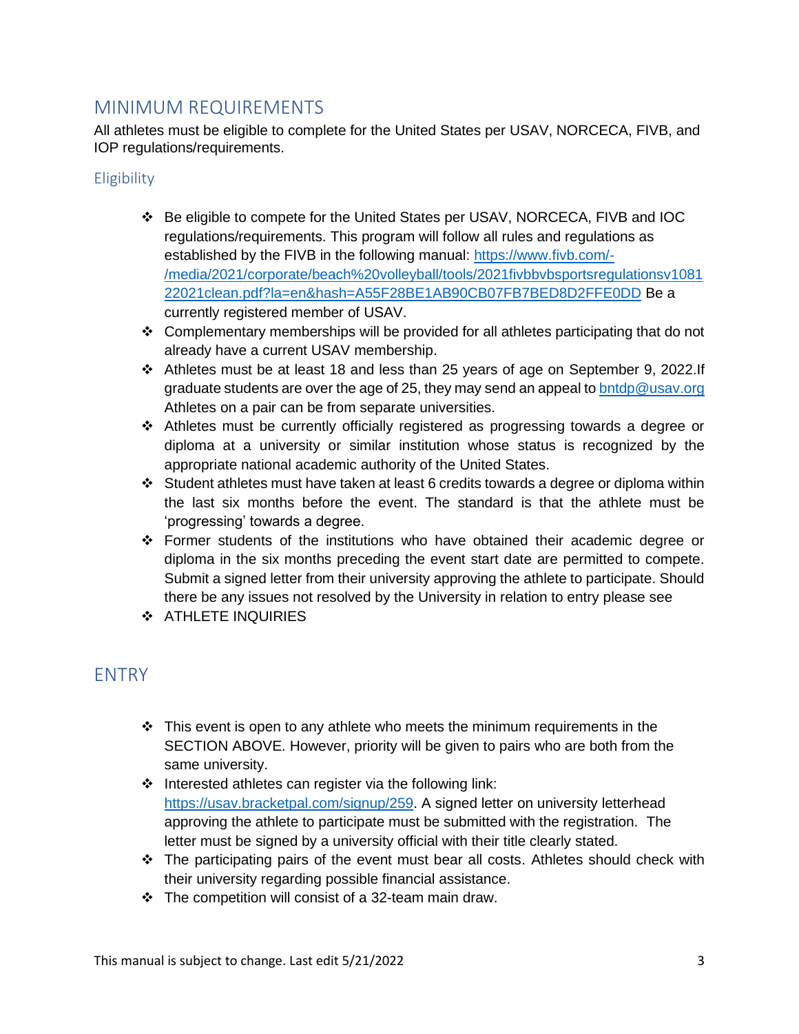## MINIMUM REQUIREMENTS

All athletes must be eligible to complete for the United States per USAV, NORCECA, FIVB, and IOP regulations/requirements.

### Eligibility

- Be eligible to compete for the United States per USAV, NORCECA, FIVB and IOC regulations/requirements. This program will follow all rules and regulations as established by the FIVB in the following manual: https://www.fivb.com/-/media/2021/corporate/beach%20volleyball/tools/2021fivbbvbsportsregulationsv108122021clean.pdf?la=en&hash=A55F28BE1AB90CB07FB7BED8D2FFE0DD Be a currently registered member of USAV.
- Complementary memberships will be provided for all athletes participating that do not already have a current USAV membership.
- Athletes must be at least 18 and less than 25 years of age on September 9, 2022.If graduate students are over the age of 25, they may send an appeal to bntdp@usav.org Athletes on a pair can be from separate universities.
- Athletes must be currently officially registered as progressing towards a degree or diploma at a university or similar institution whose status is recognized by the appropriate national academic authority of the United States.
- Student athletes must have taken at least 6 credits towards a degree or diploma within the last six months before the event. The standard is that the athlete must be 'progressing' towards a degree.
- Former students of the institutions who have obtained their academic degree or diploma in the six months preceding the event start date are permitted to compete. Submit a signed letter from their university approving the athlete to participate. Should there be any issues not resolved by the University in relation to entry please see
- ATHLETE INQUIRIES

## ENTRY

- This event is open to any athlete who meets the minimum requirements in the SECTION ABOVE. However, priority will be given to pairs who are both from the same university.
- Interested athletes can register via the following link: https://usav.bracketpal.com/signup/259. A signed letter on university letterhead approving the athlete to participate must be submitted with the registration. The letter must be signed by a university official with their title clearly stated.
- The participating pairs of the event must bear all costs. Athletes should check with their university regarding possible financial assistance.
- The competition will consist of a 32-team main draw.

This manual is subject to change. Last edit 5/21/2022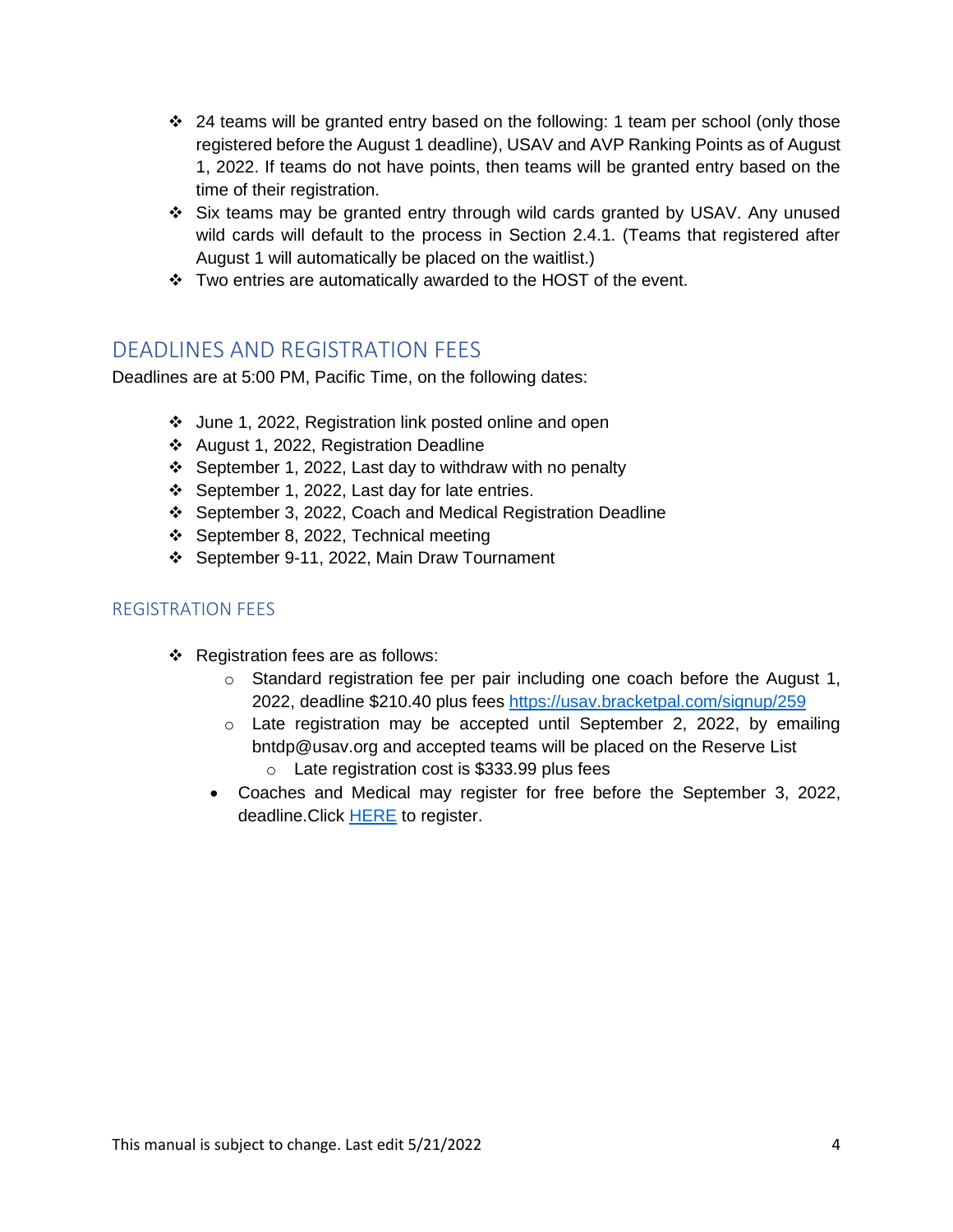- 24 teams will be granted entry based on the following: 1 team per school (only those registered before the August 1 deadline), USAV and AVP Ranking Points as of August 1, 2022. If teams do not have points, then teams will be granted entry based on the time of their registration.
- Six teams may be granted entry through wild cards granted by USAV. Any unused wild cards will default to the process in Section 2.4.1. (Teams that registered after August 1 will automatically be placed on the waitlist.)
- Two entries are automatically awarded to the HOST of the event.

## DEADLINES AND REGISTRATION FEES

Deadlines are at 5:00 PM, Pacific Time, on the following dates:

- June 1, 2022, Registration link posted online and open
- August 1, 2022, Registration Deadline
- September 1, 2022, Last day to withdraw with no penalty
- September 1, 2022, Last day for late entries.
- September 3, 2022, Coach and Medical Registration Deadline
- September 8, 2022, Technical meeting
- September 9-11, 2022, Main Draw Tournament

### REGISTRATION FEES

- Registration fees are as follows:
  - Standard registration fee per pair including one coach before the August 1, 2022, deadline $210.40 plus fees https://usav.bracketpal.com/signup/259
  - Late registration may be accepted until September 2, 2022, by emailing bntdp@usav.org and accepted teams will be placed on the Reserve List
    - Late registration cost is $333.99 plus fees
- Coaches and Medical may register for free before the September 3, 2022, deadline.Click HERE to register.

This manual is subject to change. Last edit 5/21/2022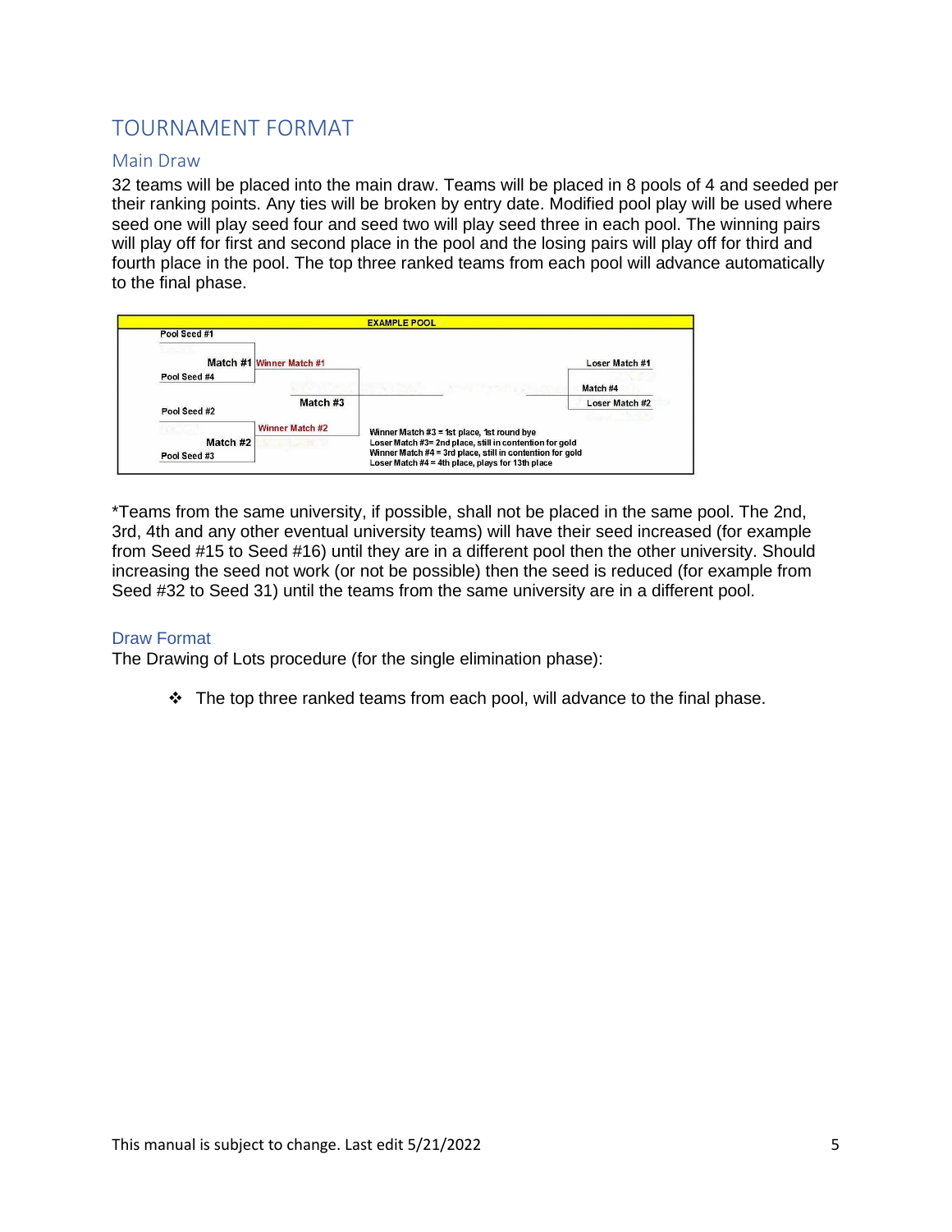# TOURNAMENT FORMAT

## Main Draw

32 teams will be placed into the main draw. Teams will be placed in 8 pools of 4 and seeded per their ranking points. Any ties will be broken by entry date. Modified pool play will be used where seed one will play seed four and seed two will play seed three in each pool. The winning pairs will play off for first and second place in the pool and the losing pairs will play off for third and fourth place in the pool. The top three ranked teams from each pool will advance automatically to the final phase.

**EXAMPLE POOL**

Pool Seed #1

Match #1 — Winner Match #1

Pool Seed #4

Pool Seed #2

Match #3

Match #2 — Winner Match #2

Pool Seed #3

Loser Match #1

Match #4

Loser Match #2

Winner Match #3 = 1st place, 1st round bye
Loser Match #3= 2nd place, still in contention for gold
Winner Match #4 = 3rd place, still in contention for gold
Loser Match #4 = 4th place, plays for 13th place

*Teams from the same university, if possible, shall not be placed in the same pool. The 2nd, 3rd, 4th and any other eventual university teams) will have their seed increased (for example from Seed #15 to Seed #16) until they are in a different pool then the other university. Should increasing the seed not work (or not be possible) then the seed is reduced (for example from Seed #32 to Seed 31) until the teams from the same university are in a different pool.

## Draw Format

The Drawing of Lots procedure (for the single elimination phase):

- The top three ranked teams from each pool, will advance to the final phase.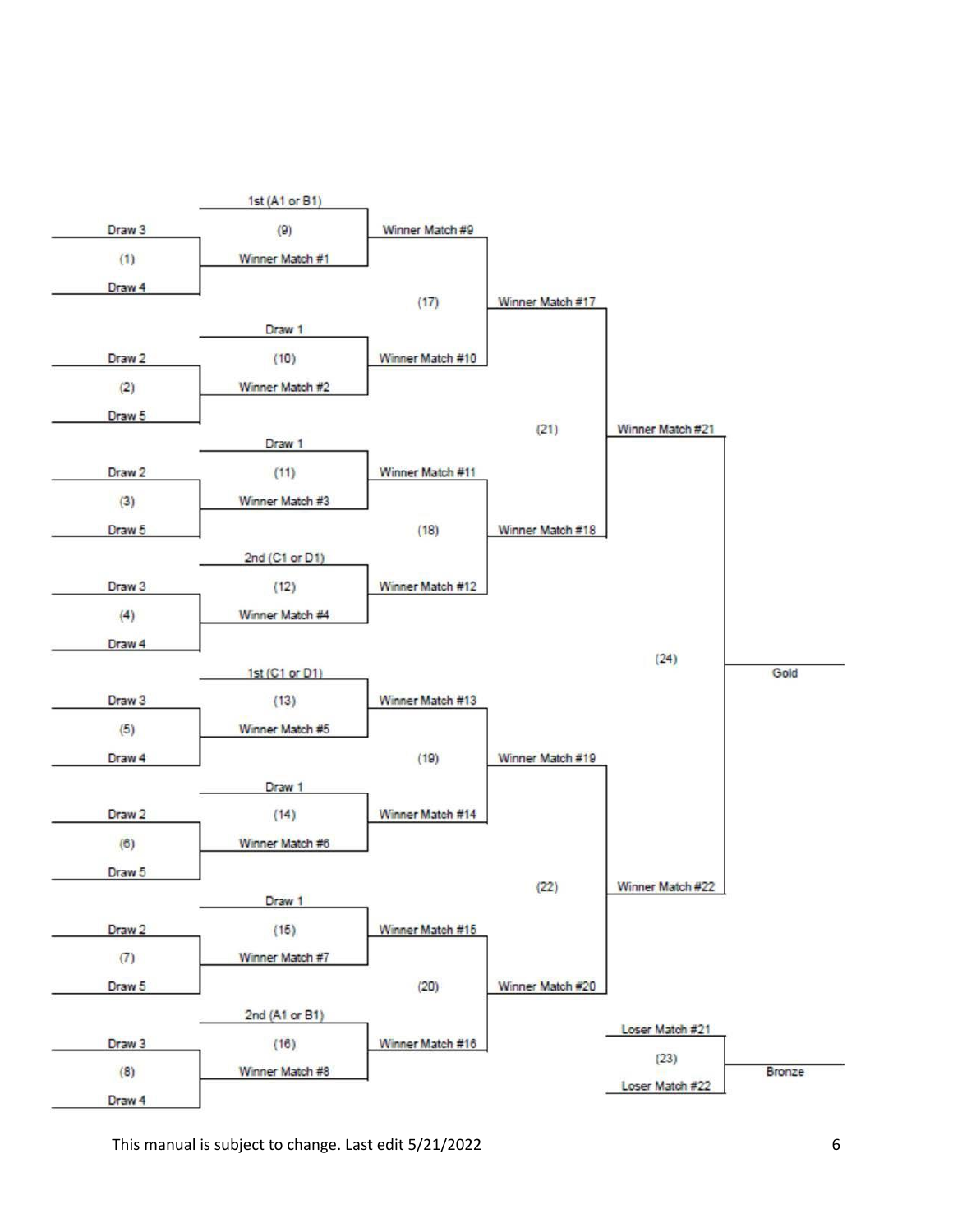| Match | Competitor 1 | Competitor 2 | Result |
|---|---|---|---|
| (1) | Draw 3 | Draw 4 | |
| (2) | Draw 2 | Draw 5 | |
| (3) | Draw 2 | Draw 5 | |
| (4) | Draw 3 | Draw 4 | |
| (5) | Draw 3 | Draw 4 | |
| (6) | Draw 2 | Draw 5 | |
| (7) | Draw 2 | Draw 5 | |
| (8) | Draw 3 | Draw 4 | |
| (9) | 1st (A1 or B1) | Winner Match #1 | |
| (10) | Draw 1 | Winner Match #2 | |
| (11) | Draw 1 | Winner Match #3 | |
| (12) | 2nd (C1 or D1) | Winner Match #4 | |
| (13) | 1st (C1 or D1) | Winner Match #5 | |
| (14) | Draw 1 | Winner Match #6 | |
| (15) | Draw 1 | Winner Match #7 | |
| (16) | 2nd (A1 or B1) | Winner Match #8 | |
| (17) | Winner Match #9 | Winner Match #10 | |
| (18) | Winner Match #11 | Winner Match #12 | |
| (19) | Winner Match #13 | Winner Match #14 | |
| (20) | Winner Match #15 | Winner Match #16 | |
| (21) | Winner Match #17 | Winner Match #18 | |
| (22) | Winner Match #19 | Winner Match #20 | |
| (23) | Loser Match #21 | Loser Match #22 | Bronze |
| (24) | Winner Match #21 | Winner Match #22 | Gold |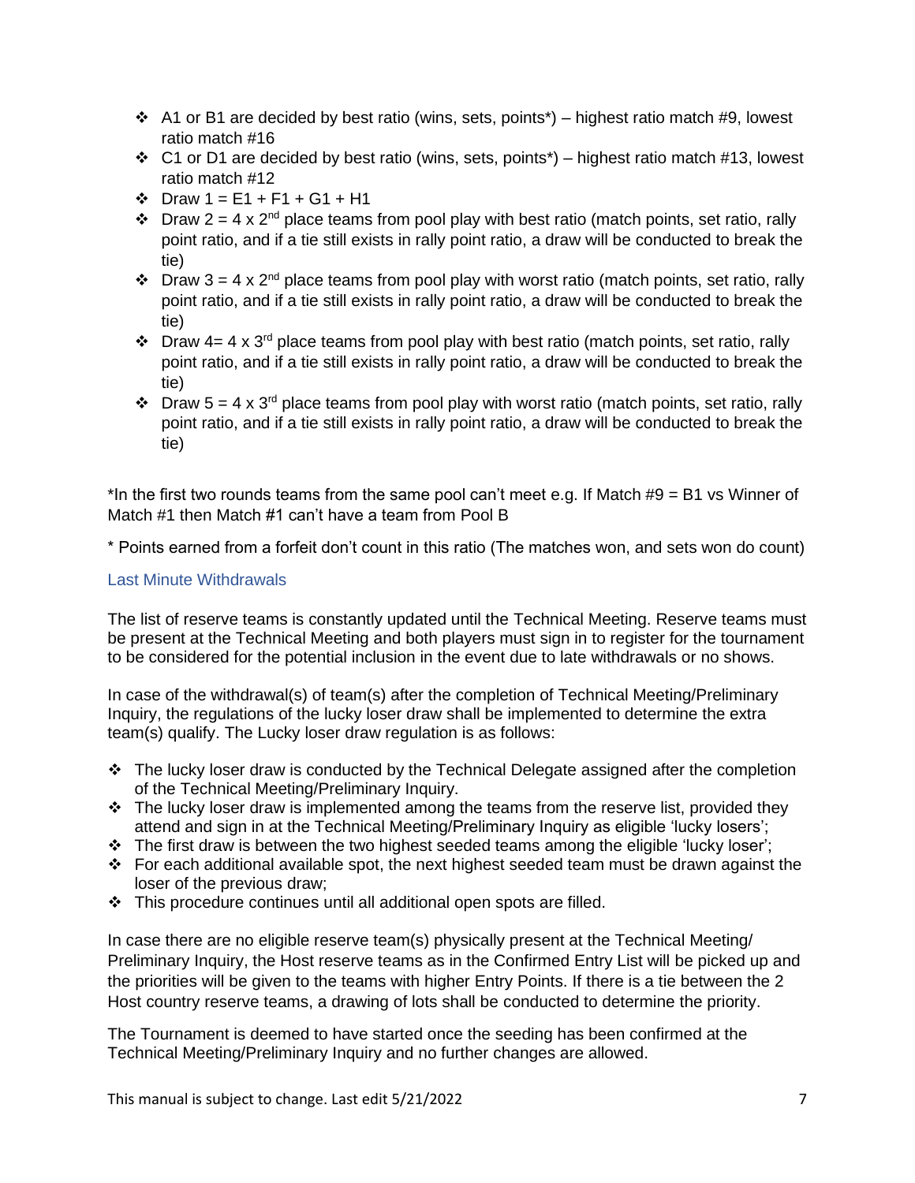- A1 or B1 are decided by best ratio (wins, sets, points*) – highest ratio match #9, lowest ratio match #16
- C1 or D1 are decided by best ratio (wins, sets, points*) – highest ratio match #13, lowest ratio match #12
- Draw 1 = E1 + F1 + G1 + H1
- Draw 2 = 4 x 2nd place teams from pool play with best ratio (match points, set ratio, rally point ratio, and if a tie still exists in rally point ratio, a draw will be conducted to break the tie)
- Draw 3 = 4 x 2nd place teams from pool play with worst ratio (match points, set ratio, rally point ratio, and if a tie still exists in rally point ratio, a draw will be conducted to break the tie)
- Draw 4= 4 x 3rd place teams from pool play with best ratio (match points, set ratio, rally point ratio, and if a tie still exists in rally point ratio, a draw will be conducted to break the tie)
- Draw 5 = 4 x 3rd place teams from pool play with worst ratio (match points, set ratio, rally point ratio, and if a tie still exists in rally point ratio, a draw will be conducted to break the tie)

*In the first two rounds teams from the same pool can't meet e.g. If Match #9 = B1 vs Winner of Match #1 then Match #1 can't have a team from Pool B

* Points earned from a forfeit don't count in this ratio (The matches won, and sets won do count)

### Last Minute Withdrawals

The list of reserve teams is constantly updated until the Technical Meeting. Reserve teams must be present at the Technical Meeting and both players must sign in to register for the tournament to be considered for the potential inclusion in the event due to late withdrawals or no shows.

In case of the withdrawal(s) of team(s) after the completion of Technical Meeting/Preliminary Inquiry, the regulations of the lucky loser draw shall be implemented to determine the extra team(s) qualify. The Lucky loser draw regulation is as follows:

- The lucky loser draw is conducted by the Technical Delegate assigned after the completion of the Technical Meeting/Preliminary Inquiry.
- The lucky loser draw is implemented among the teams from the reserve list, provided they attend and sign in at the Technical Meeting/Preliminary Inquiry as eligible 'lucky losers';
- The first draw is between the two highest seeded teams among the eligible 'lucky loser';
- For each additional available spot, the next highest seeded team must be drawn against the loser of the previous draw;
- This procedure continues until all additional open spots are filled.

In case there are no eligible reserve team(s) physically present at the Technical Meeting/ Preliminary Inquiry, the Host reserve teams as in the Confirmed Entry List will be picked up and the priorities will be given to the teams with higher Entry Points. If there is a tie between the 2 Host country reserve teams, a drawing of lots shall be conducted to determine the priority.

The Tournament is deemed to have started once the seeding has been confirmed at the Technical Meeting/Preliminary Inquiry and no further changes are allowed.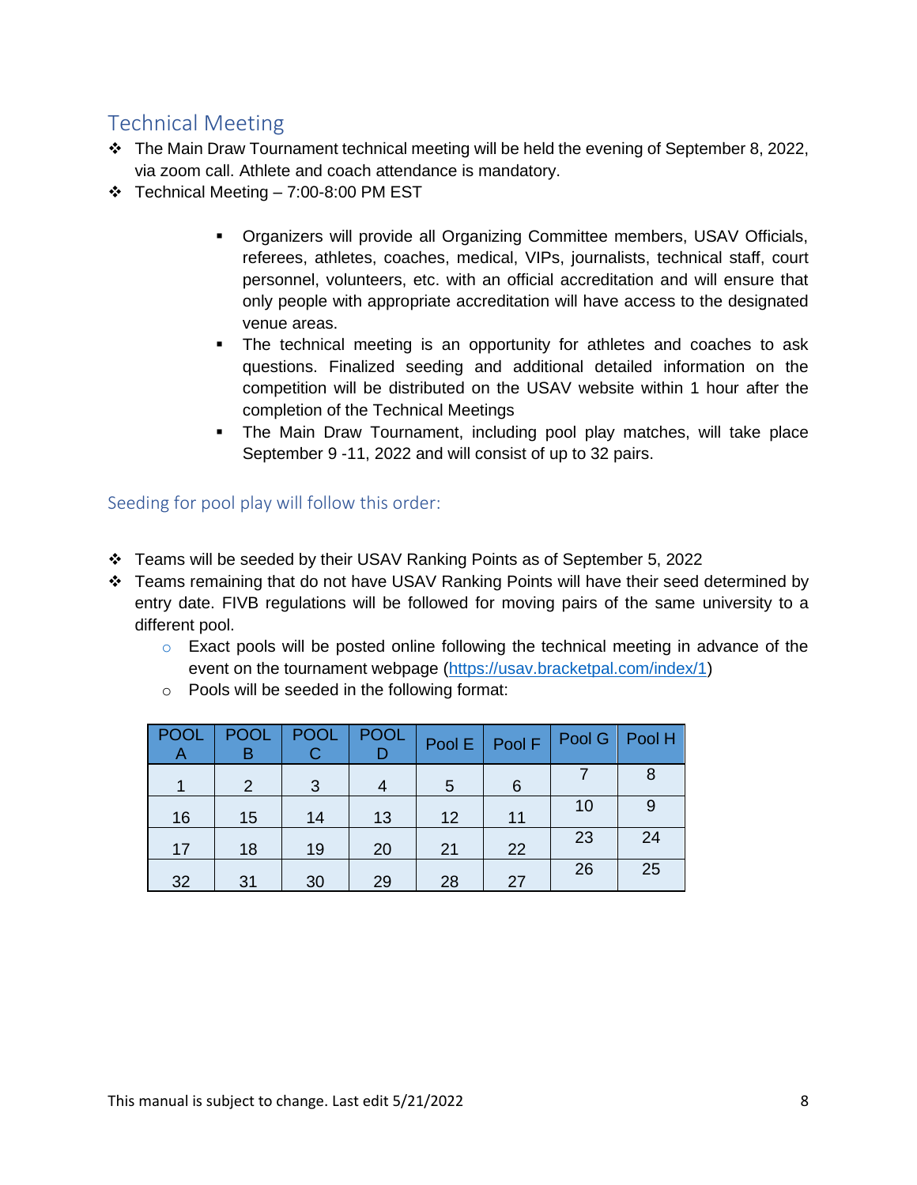## Technical Meeting

- The Main Draw Tournament technical meeting will be held the evening of September 8, 2022, via zoom call. Athlete and coach attendance is mandatory.
- Technical Meeting – 7:00-8:00 PM EST
    - Organizers will provide all Organizing Committee members, USAV Officials, referees, athletes, coaches, medical, VIPs, journalists, technical staff, court personnel, volunteers, etc. with an official accreditation and will ensure that only people with appropriate accreditation will have access to the designated venue areas.
    - The technical meeting is an opportunity for athletes and coaches to ask questions. Finalized seeding and additional detailed information on the competition will be distributed on the USAV website within 1 hour after the completion of the Technical Meetings
    - The Main Draw Tournament, including pool play matches, will take place September 9 -11, 2022 and will consist of up to 32 pairs.

### Seeding for pool play will follow this order:

- Teams will be seeded by their USAV Ranking Points as of September 5, 2022
- Teams remaining that do not have USAV Ranking Points will have their seed determined by entry date. FIVB regulations will be followed for moving pairs of the same university to a different pool.
    - Exact pools will be posted online following the technical meeting in advance of the event on the tournament webpage (https://usav.bracketpal.com/index/1)
    - Pools will be seeded in the following format:

| POOL A | POOL B | POOL C | POOL D | Pool E | Pool F | Pool G | Pool H |
|---|---|---|---|---|---|---|---|
| 1 | 2 | 3 | 4 | 5 | 6 | 7 | 8 |
| 16 | 15 | 14 | 13 | 12 | 11 | 10 | 9 |
| 17 | 18 | 19 | 20 | 21 | 22 | 23 | 24 |
| 32 | 31 | 30 | 29 | 28 | 27 | 26 | 25 |

This manual is subject to change. Last edit 5/21/2022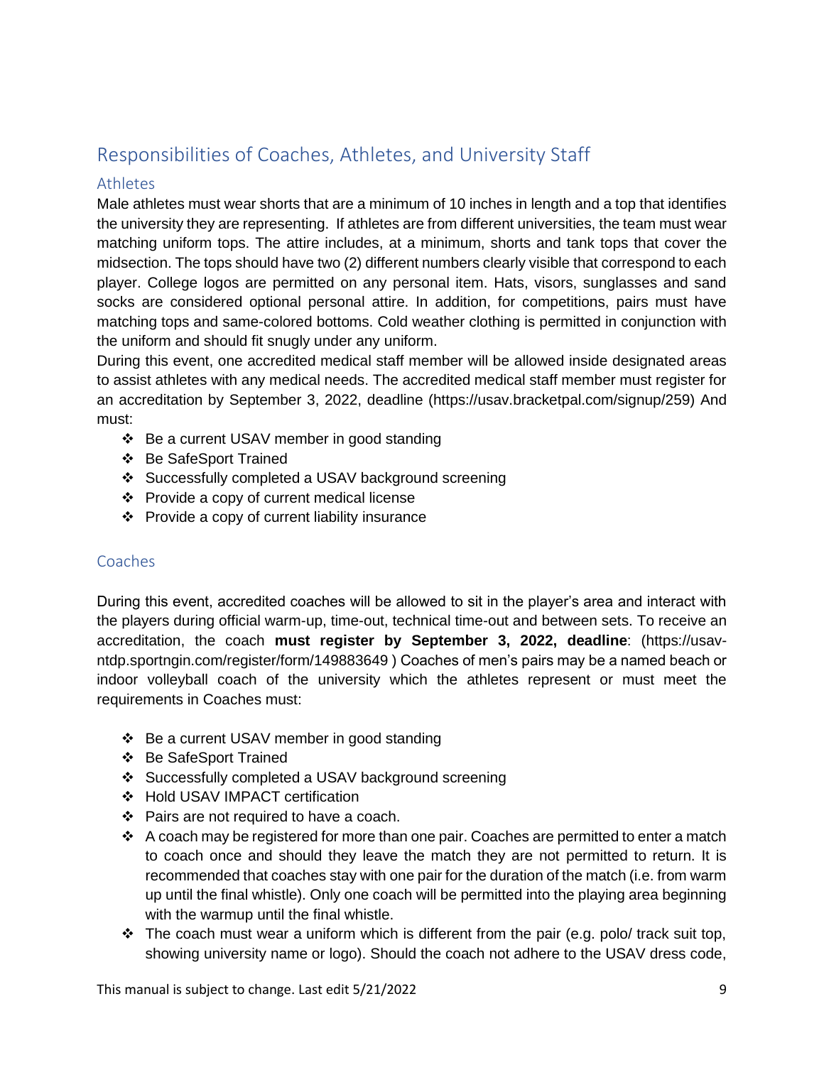## Responsibilities of Coaches, Athletes, and University Staff

### Athletes

Male athletes must wear shorts that are a minimum of 10 inches in length and a top that identifies the university they are representing. If athletes are from different universities, the team must wear matching uniform tops. The attire includes, at a minimum, shorts and tank tops that cover the midsection. The tops should have two (2) different numbers clearly visible that correspond to each player. College logos are permitted on any personal item. Hats, visors, sunglasses and sand socks are considered optional personal attire. In addition, for competitions, pairs must have matching tops and same-colored bottoms. Cold weather clothing is permitted in conjunction with the uniform and should fit snugly under any uniform.

During this event, one accredited medical staff member will be allowed inside designated areas to assist athletes with any medical needs. The accredited medical staff member must register for an accreditation by September 3, 2022, deadline (https://usav.bracketpal.com/signup/259) And must:

- Be a current USAV member in good standing
- Be SafeSport Trained
- Successfully completed a USAV background screening
- Provide a copy of current medical license
- Provide a copy of current liability insurance

### Coaches

During this event, accredited coaches will be allowed to sit in the player's area and interact with the players during official warm-up, time-out, technical time-out and between sets. To receive an accreditation, the coach **must register by September 3, 2022, deadline**: (https://usav-ntdp.sportngin.com/register/form/149883649 ) Coaches of men's pairs may be a named beach or indoor volleyball coach of the university which the athletes represent or must meet the requirements in Coaches must:

- Be a current USAV member in good standing
- Be SafeSport Trained
- Successfully completed a USAV background screening
- Hold USAV IMPACT certification
- Pairs are not required to have a coach.
- A coach may be registered for more than one pair. Coaches are permitted to enter a match to coach once and should they leave the match they are not permitted to return. It is recommended that coaches stay with one pair for the duration of the match (i.e. from warm up until the final whistle). Only one coach will be permitted into the playing area beginning with the warmup until the final whistle.
- The coach must wear a uniform which is different from the pair (e.g. polo/ track suit top, showing university name or logo). Should the coach not adhere to the USAV dress code,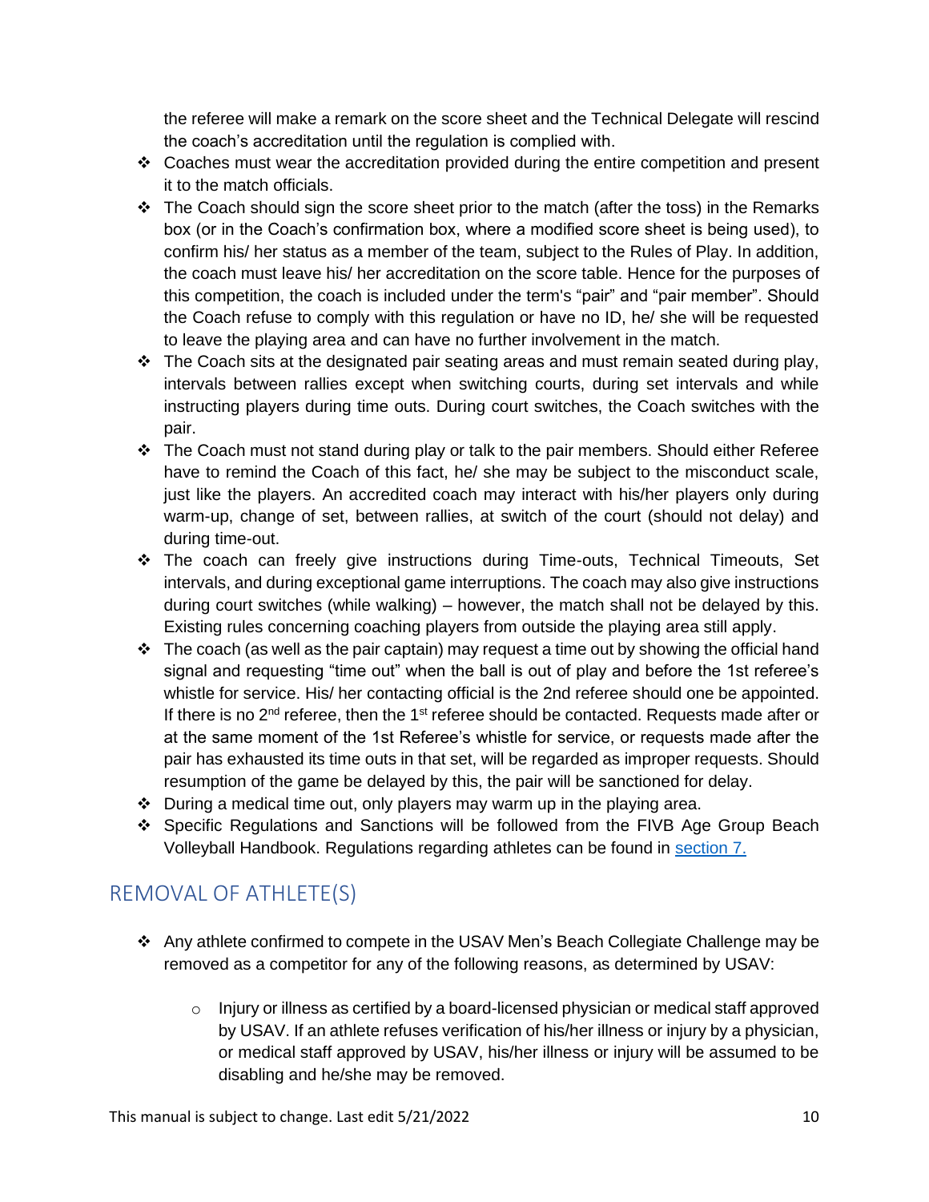the referee will make a remark on the score sheet and the Technical Delegate will rescind the coach's accreditation until the regulation is complied with.

- Coaches must wear the accreditation provided during the entire competition and present it to the match officials.
- The Coach should sign the score sheet prior to the match (after the toss) in the Remarks box (or in the Coach's confirmation box, where a modified score sheet is being used), to confirm his/ her status as a member of the team, subject to the Rules of Play. In addition, the coach must leave his/ her accreditation on the score table. Hence for the purposes of this competition, the coach is included under the term's "pair" and "pair member". Should the Coach refuse to comply with this regulation or have no ID, he/ she will be requested to leave the playing area and can have no further involvement in the match.
- The Coach sits at the designated pair seating areas and must remain seated during play, intervals between rallies except when switching courts, during set intervals and while instructing players during time outs. During court switches, the Coach switches with the pair.
- The Coach must not stand during play or talk to the pair members. Should either Referee have to remind the Coach of this fact, he/ she may be subject to the misconduct scale, just like the players. An accredited coach may interact with his/her players only during warm-up, change of set, between rallies, at switch of the court (should not delay) and during time-out.
- The coach can freely give instructions during Time-outs, Technical Timeouts, Set intervals, and during exceptional game interruptions. The coach may also give instructions during court switches (while walking) – however, the match shall not be delayed by this. Existing rules concerning coaching players from outside the playing area still apply.
- The coach (as well as the pair captain) may request a time out by showing the official hand signal and requesting "time out" when the ball is out of play and before the 1st referee's whistle for service. His/ her contacting official is the 2nd referee should one be appointed. If there is no 2nd referee, then the 1st referee should be contacted. Requests made after or at the same moment of the 1st Referee's whistle for service, or requests made after the pair has exhausted its time outs in that set, will be regarded as improper requests. Should resumption of the game be delayed by this, the pair will be sanctioned for delay.
- During a medical time out, only players may warm up in the playing area.
- Specific Regulations and Sanctions will be followed from the FIVB Age Group Beach Volleyball Handbook. Regulations regarding athletes can be found in section 7.

## REMOVAL OF ATHLETE(S)

- Any athlete confirmed to compete in the USAV Men's Beach Collegiate Challenge may be removed as a competitor for any of the following reasons, as determined by USAV:
  - Injury or illness as certified by a board-licensed physician or medical staff approved by USAV. If an athlete refuses verification of his/her illness or injury by a physician, or medical staff approved by USAV, his/her illness or injury will be assumed to be disabling and he/she may be removed.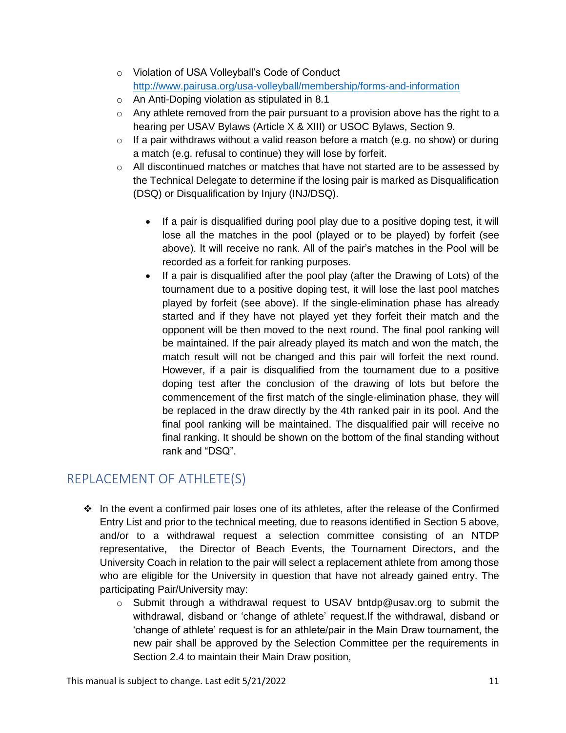- Violation of USA Volleyball's Code of Conduct http://www.pairusa.org/usa-volleyball/membership/forms-and-information
- An Anti-Doping violation as stipulated in 8.1
- Any athlete removed from the pair pursuant to a provision above has the right to a hearing per USAV Bylaws (Article X & XIII) or USOC Bylaws, Section 9.
- If a pair withdraws without a valid reason before a match (e.g. no show) or during a match (e.g. refusal to continue) they will lose by forfeit.
- All discontinued matches or matches that have not started are to be assessed by the Technical Delegate to determine if the losing pair is marked as Disqualification (DSQ) or Disqualification by Injury (INJ/DSQ).

    - If a pair is disqualified during pool play due to a positive doping test, it will lose all the matches in the pool (played or to be played) by forfeit (see above). It will receive no rank. All of the pair's matches in the Pool will be recorded as a forfeit for ranking purposes.
    - If a pair is disqualified after the pool play (after the Drawing of Lots) of the tournament due to a positive doping test, it will lose the last pool matches played by forfeit (see above). If the single-elimination phase has already started and if they have not played yet they forfeit their match and the opponent will be then moved to the next round. The final pool ranking will be maintained. If the pair already played its match and won the match, the match result will not be changed and this pair will forfeit the next round. However, if a pair is disqualified from the tournament due to a positive doping test after the conclusion of the drawing of lots but before the commencement of the first match of the single-elimination phase, they will be replaced in the draw directly by the 4th ranked pair in its pool. And the final pool ranking will be maintained. The disqualified pair will receive no final ranking. It should be shown on the bottom of the final standing without rank and "DSQ".

## REPLACEMENT OF ATHLETE(S)

- In the event a confirmed pair loses one of its athletes, after the release of the Confirmed Entry List and prior to the technical meeting, due to reasons identified in Section 5 above, and/or to a withdrawal request a selection committee consisting of an NTDP representative, the Director of Beach Events, the Tournament Directors, and the University Coach in relation to the pair will select a replacement athlete from among those who are eligible for the University in question that have not already gained entry. The participating Pair/University may:
    - Submit through a withdrawal request to USAV bntdp@usav.org to submit the withdrawal, disband or 'change of athlete' request.If the withdrawal, disband or 'change of athlete' request is for an athlete/pair in the Main Draw tournament, the new pair shall be approved by the Selection Committee per the requirements in Section 2.4 to maintain their Main Draw position,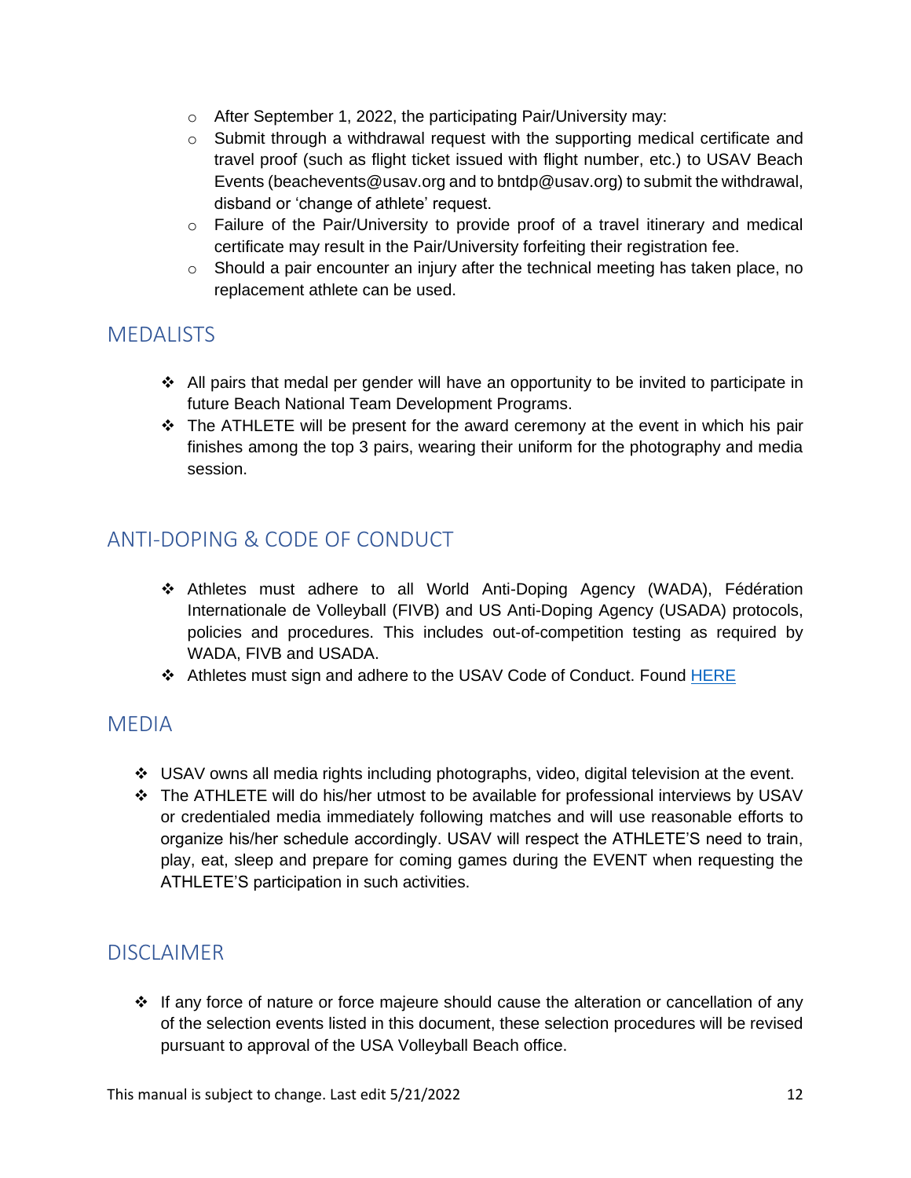- After September 1, 2022, the participating Pair/University may:
- Submit through a withdrawal request with the supporting medical certificate and travel proof (such as flight ticket issued with flight number, etc.) to USAV Beach Events (beachevents@usav.org and to bntdp@usav.org) to submit the withdrawal, disband or 'change of athlete' request.
- Failure of the Pair/University to provide proof of a travel itinerary and medical certificate may result in the Pair/University forfeiting their registration fee.
- Should a pair encounter an injury after the technical meeting has taken place, no replacement athlete can be used.

## MEDALISTS

- All pairs that medal per gender will have an opportunity to be invited to participate in future Beach National Team Development Programs.
- The ATHLETE will be present for the award ceremony at the event in which his pair finishes among the top 3 pairs, wearing their uniform for the photography and media session.

## ANTI-DOPING & CODE OF CONDUCT

- Athletes must adhere to all World Anti-Doping Agency (WADA), Fédération Internationale de Volleyball (FIVB) and US Anti-Doping Agency (USADA) protocols, policies and procedures. This includes out-of-competition testing as required by WADA, FIVB and USADA.
- Athletes must sign and adhere to the USAV Code of Conduct. Found HERE

## MEDIA

- USAV owns all media rights including photographs, video, digital television at the event.
- The ATHLETE will do his/her utmost to be available for professional interviews by USAV or credentialed media immediately following matches and will use reasonable efforts to organize his/her schedule accordingly. USAV will respect the ATHLETE'S need to train, play, eat, sleep and prepare for coming games during the EVENT when requesting the ATHLETE'S participation in such activities.

## DISCLAIMER

- If any force of nature or force majeure should cause the alteration or cancellation of any of the selection events listed in this document, these selection procedures will be revised pursuant to approval of the USA Volleyball Beach office.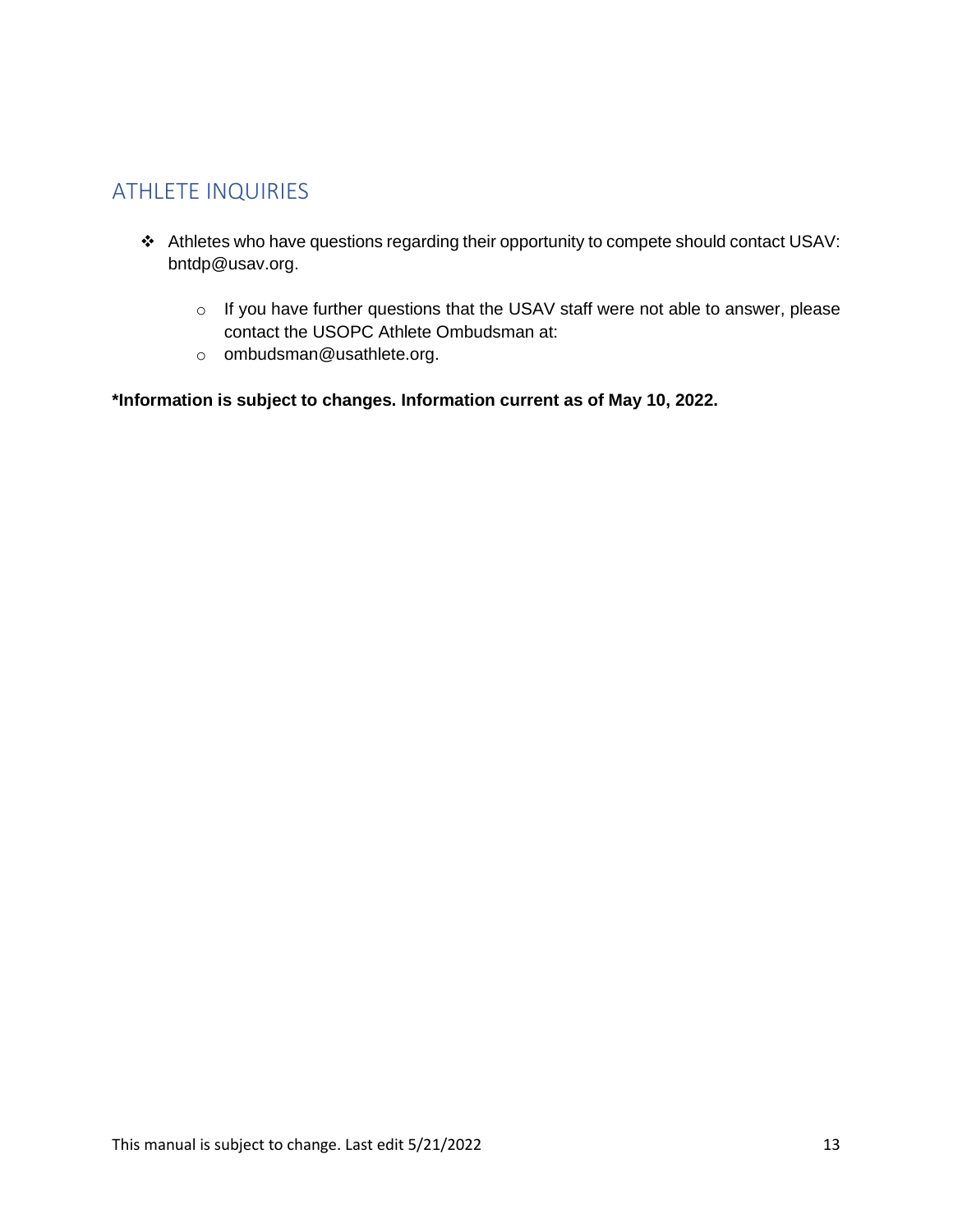## ATHLETE INQUIRIES

- Athletes who have questions regarding their opportunity to compete should contact USAV: bntdp@usav.org.
  - If you have further questions that the USAV staff were not able to answer, please contact the USOPC Athlete Ombudsman at:
  - ombudsman@usathlete.org.

***Information is subject to changes. Information current as of May 10, 2022.**